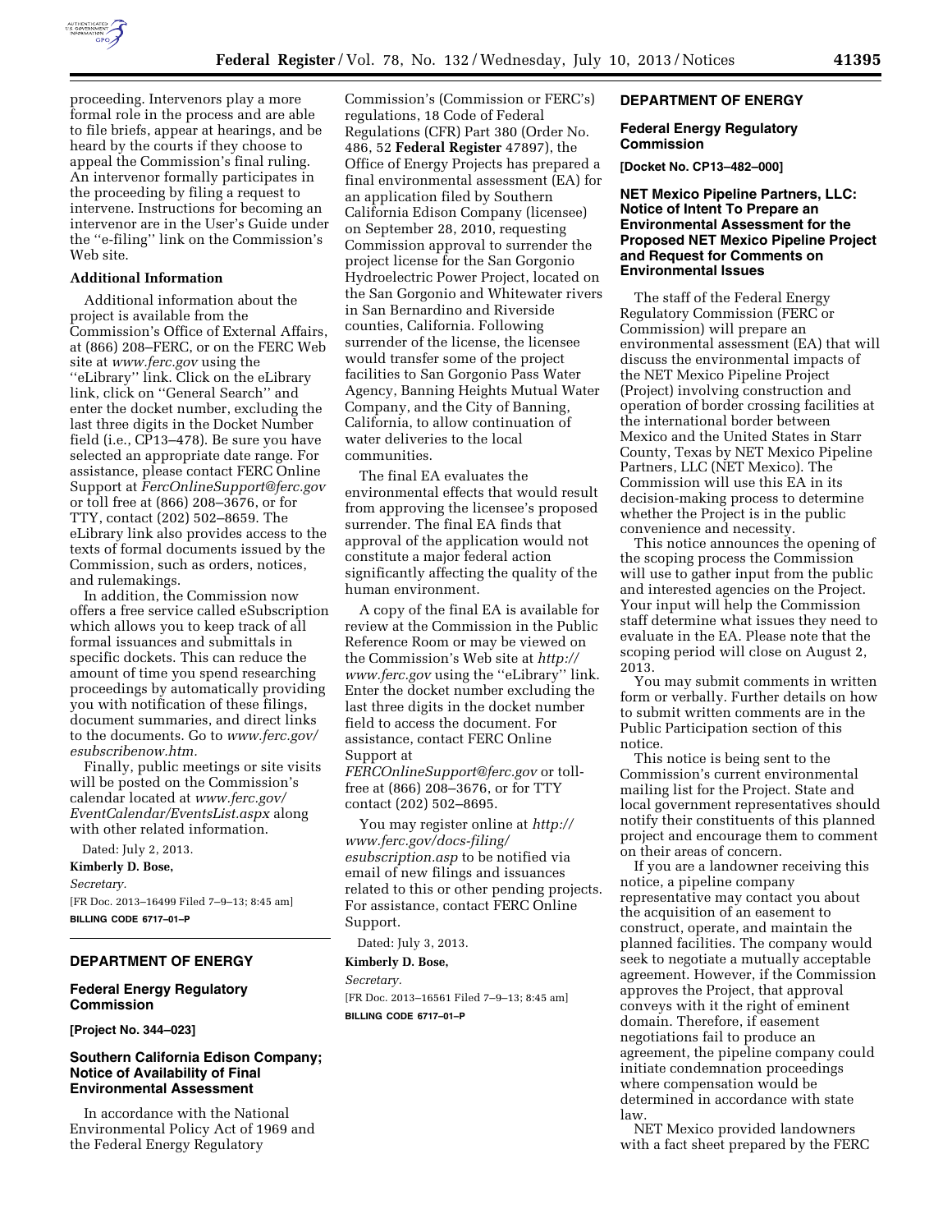proceeding. Intervenors play a more formal role in the process and are able to file briefs, appear at hearings, and be heard by the courts if they choose to appeal the Commission's final ruling. An intervenor formally participates in the proceeding by filing a request to intervene. Instructions for becoming an intervenor are in the User's Guide under the ''e-filing'' link on the Commission's Web site.

**Additional Information**

Additional information about the project is available from the Commission's Office of External Affairs, at (866) 208–FERC, or on the FERC Web site at *www.ferc.gov* using the ''eLibrary'' link. Click on the eLibrary link, click on ''General Search'' and enter the docket number, excluding the last three digits in the Docket Number field (i.e., CP13–478). Be sure you have selected an appropriate date range. For assistance, please contact FERC Online Support at *FercOnlineSupport@ferc.gov* or toll free at (866) 208–3676, or for TTY, contact (202) 502–8659. The eLibrary link also provides access to the texts of formal documents issued by the Commission, such as orders, notices, and rulemakings.

In addition, the Commission now offers a free service called eSubscription which allows you to keep track of all formal issuances and submittals in specific dockets. This can reduce the amount of time you spend researching proceedings by automatically providing you with notification of these filings, document summaries, and direct links to the documents. Go to *www.ferc.gov/esubscribenow.htm.*

Finally, public meetings or site visits will be posted on the Commission's calendar located at *www.ferc.gov/EventCalendar/EventsList.aspx* along with other related information.

Dated: July 2, 2013.

**Kimberly D. Bose,**

*Secretary.*

[FR Doc. 2013–16499 Filed 7–9–13; 8:45 am]

**BILLING CODE 6717–01–P**

## DEPARTMENT OF ENERGY

### Federal Energy Regulatory Commission

**[Project No. 344–023]**

### Southern California Edison Company; Notice of Availability of Final Environmental Assessment

In accordance with the National Environmental Policy Act of 1969 and the Federal Energy Regulatory Commission's (Commission or FERC's) regulations, 18 Code of Federal Regulations (CFR) Part 380 (Order No. 486, 52 **Federal Register** 47897), the Office of Energy Projects has prepared a final environmental assessment (EA) for an application filed by Southern California Edison Company (licensee) on September 28, 2010, requesting Commission approval to surrender the project license for the San Gorgonio Hydroelectric Power Project, located on the San Gorgonio and Whitewater rivers in San Bernardino and Riverside counties, California. Following surrender of the license, the licensee would transfer some of the project facilities to San Gorgonio Pass Water Agency, Banning Heights Mutual Water Company, and the City of Banning, California, to allow continuation of water deliveries to the local communities.

The final EA evaluates the environmental effects that would result from approving the licensee's proposed surrender. The final EA finds that approval of the application would not constitute a major federal action significantly affecting the quality of the human environment.

A copy of the final EA is available for review at the Commission in the Public Reference Room or may be viewed on the Commission's Web site at *http://www.ferc.gov* using the ''eLibrary'' link. Enter the docket number excluding the last three digits in the docket number field to access the document. For assistance, contact FERC Online Support at *FERCOnlineSupport@ferc.gov* or toll-free at (866) 208–3676, or for TTY contact (202) 502–8695.

You may register online at *http://www.ferc.gov/docs-filing/esubscription.asp* to be notified via email of new filings and issuances related to this or other pending projects. For assistance, contact FERC Online Support.

Dated: July 3, 2013.

**Kimberly D. Bose,**

*Secretary.*

[FR Doc. 2013–16561 Filed 7–9–13; 8:45 am]

**BILLING CODE 6717–01–P**

## DEPARTMENT OF ENERGY

### Federal Energy Regulatory Commission

**[Docket No. CP13–482–000]**

### NET Mexico Pipeline Partners, LLC: Notice of Intent To Prepare an Environmental Assessment for the Proposed NET Mexico Pipeline Project and Request for Comments on Environmental Issues

The staff of the Federal Energy Regulatory Commission (FERC or Commission) will prepare an environmental assessment (EA) that will discuss the environmental impacts of the NET Mexico Pipeline Project (Project) involving construction and operation of border crossing facilities at the international border between Mexico and the United States in Starr County, Texas by NET Mexico Pipeline Partners, LLC (NET Mexico). The Commission will use this EA in its decision-making process to determine whether the Project is in the public convenience and necessity.

This notice announces the opening of the scoping process the Commission will use to gather input from the public and interested agencies on the Project. Your input will help the Commission staff determine what issues they need to evaluate in the EA. Please note that the scoping period will close on August 2, 2013.

You may submit comments in written form or verbally. Further details on how to submit written comments are in the Public Participation section of this notice.

This notice is being sent to the Commission's current environmental mailing list for the Project. State and local government representatives should notify their constituents of this planned project and encourage them to comment on their areas of concern.

If you are a landowner receiving this notice, a pipeline company representative may contact you about the acquisition of an easement to construct, operate, and maintain the planned facilities. The company would seek to negotiate a mutually acceptable agreement. However, if the Commission approves the Project, that approval conveys with it the right of eminent domain. Therefore, if easement negotiations fail to produce an agreement, the pipeline company could initiate condemnation proceedings where compensation would be determined in accordance with state law.

NET Mexico provided landowners with a fact sheet prepared by the FERC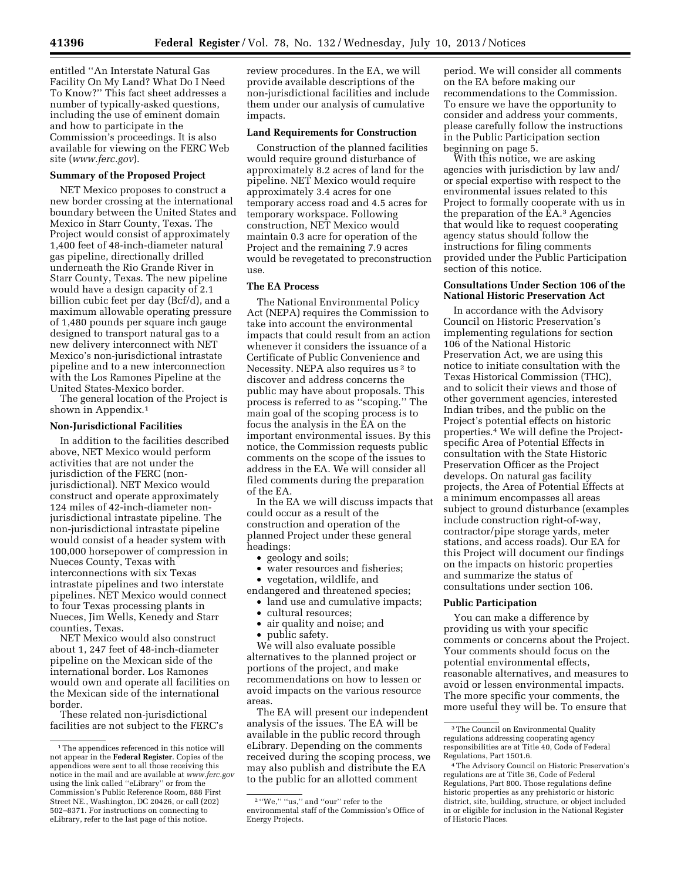entitled ''An Interstate Natural Gas Facility On My Land? What Do I Need To Know?'' This fact sheet addresses a number of typically-asked questions, including the use of eminent domain and how to participate in the Commission's proceedings. It is also available for viewing on the FERC Web site (*www.ferc.gov*).

**Summary of the Proposed Project**

NET Mexico proposes to construct a new border crossing at the international boundary between the United States and Mexico in Starr County, Texas. The Project would consist of approximately 1,400 feet of 48-inch-diameter natural gas pipeline, directionally drilled underneath the Rio Grande River in Starr County, Texas. The new pipeline would have a design capacity of 2.1 billion cubic feet per day (Bcf/d), and a maximum allowable operating pressure of 1,480 pounds per square inch gauge designed to transport natural gas to a new delivery interconnect with NET Mexico's non-jurisdictional intrastate pipeline and to a new interconnection with the Los Ramones Pipeline at the United States-Mexico border.

The general location of the Project is shown in Appendix.[1]

**Non-Jurisdictional Facilities**

In addition to the facilities described above, NET Mexico would perform activities that are not under the jurisdiction of the FERC (non-jurisdictional). NET Mexico would construct and operate approximately 124 miles of 42-inch-diameter non-jurisdictional intrastate pipeline. The non-jurisdictional intrastate pipeline would consist of a header system with 100,000 horsepower of compression in Nueces County, Texas with interconnections with six Texas intrastate pipelines and two interstate pipelines. NET Mexico would connect to four Texas processing plants in Nueces, Jim Wells, Kenedy and Starr counties, Texas.

NET Mexico would also construct about 1, 247 feet of 48-inch-diameter pipeline on the Mexican side of the international border. Los Ramones would own and operate all facilities on the Mexican side of the international border.

These related non-jurisdictional facilities are not subject to the FERC's review procedures. In the EA, we will provide available descriptions of the non-jurisdictional facilities and include them under our analysis of cumulative impacts.

**Land Requirements for Construction**

Construction of the planned facilities would require ground disturbance of approximately 8.2 acres of land for the pipeline. NET Mexico would require approximately 3.4 acres for one temporary access road and 4.5 acres for temporary workspace. Following construction, NET Mexico would maintain 0.3 acre for operation of the Project and the remaining 7.9 acres would be revegetated to preconstruction use.

**The EA Process**

The National Environmental Policy Act (NEPA) requires the Commission to take into account the environmental impacts that could result from an action whenever it considers the issuance of a Certificate of Public Convenience and Necessity. NEPA also requires us[2] to discover and address concerns the public may have about proposals. This process is referred to as ''scoping.'' The main goal of the scoping process is to focus the analysis in the EA on the important environmental issues. By this notice, the Commission requests public comments on the scope of the issues to address in the EA. We will consider all filed comments during the preparation of the EA.

In the EA we will discuss impacts that could occur as a result of the construction and operation of the planned Project under these general headings:

- geology and soils;
- water resources and fisheries;
- vegetation, wildlife, and endangered and threatened species;
- land use and cumulative impacts;
- cultural resources;
- air quality and noise; and
- public safety.

We will also evaluate possible alternatives to the planned project or portions of the project, and make recommendations on how to lessen or avoid impacts on the various resource areas.

The EA will present our independent analysis of the issues. The EA will be available in the public record through eLibrary. Depending on the comments received during the scoping process, we may also publish and distribute the EA to the public for an allotted comment period. We will consider all comments on the EA before making our recommendations to the Commission. To ensure we have the opportunity to consider and address your comments, please carefully follow the instructions in the Public Participation section beginning on page 5.

With this notice, we are asking agencies with jurisdiction by law and/or special expertise with respect to the environmental issues related to this Project to formally cooperate with us in the preparation of the EA.[3] Agencies that would like to request cooperating agency status should follow the instructions for filing comments provided under the Public Participation section of this notice.

**Consultations Under Section 106 of the National Historic Preservation Act**

In accordance with the Advisory Council on Historic Preservation's implementing regulations for section 106 of the National Historic Preservation Act, we are using this notice to initiate consultation with the Texas Historical Commission (THC), and to solicit their views and those of other government agencies, interested Indian tribes, and the public on the Project's potential effects on historic properties.[4] We will define the Project-specific Area of Potential Effects in consultation with the State Historic Preservation Officer as the Project develops. On natural gas facility projects, the Area of Potential Effects at a minimum encompasses all areas subject to ground disturbance (examples include construction right-of-way, contractor/pipe storage yards, meter stations, and access roads). Our EA for this Project will document our findings on the impacts on historic properties and summarize the status of consultations under section 106.

**Public Participation**

You can make a difference by providing us with your specific comments or concerns about the Project. Your comments should focus on the potential environmental effects, reasonable alternatives, and measures to avoid or lessen environmental impacts. The more specific your comments, the more useful they will be. To ensure that

---

[1] The appendices referenced in this notice will not appear in the **Federal Register**. Copies of the appendices were sent to all those receiving this notice in the mail and are available at *www.ferc.gov* using the link called ''eLibrary'' or from the Commission's Public Reference Room, 888 First Street NE., Washington, DC 20426, or call (202) 502–8371. For instructions on connecting to eLibrary, refer to the last page of this notice.

[2] ''We,'' ''us,'' and ''our'' refer to the environmental staff of the Commission's Office of Energy Projects.

[3] The Council on Environmental Quality regulations addressing cooperating agency responsibilities are at Title 40, Code of Federal Regulations, Part 1501.6.

[4] The Advisory Council on Historic Preservation's regulations are at Title 36, Code of Federal Regulations, Part 800. Those regulations define historic properties as any prehistoric or historic district, site, building, structure, or object included in or eligible for inclusion in the National Register of Historic Places.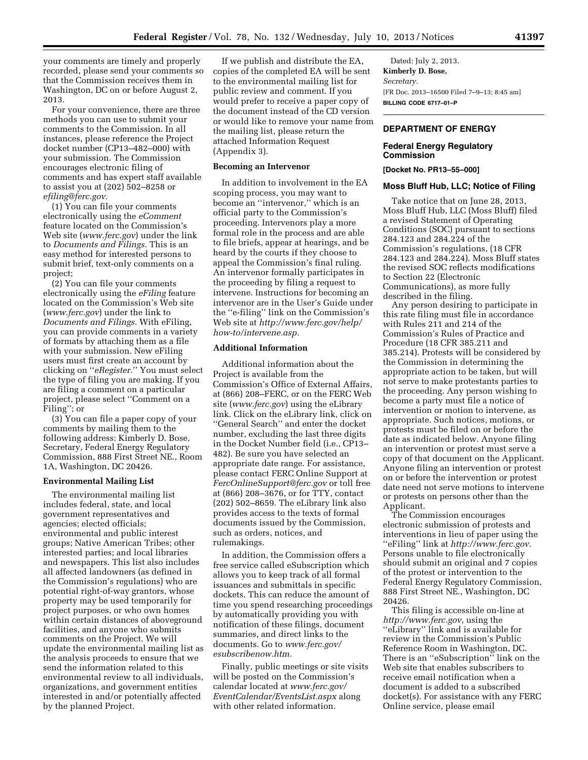your comments are timely and properly recorded, please send your comments so that the Commission receives them in Washington, DC on or before August 2, 2013.

For your convenience, there are three methods you can use to submit your comments to the Commission. In all instances, please reference the Project docket number (CP13–482–000) with your submission. The Commission encourages electronic filing of comments and has expert staff available to assist you at (202) 502–8258 or *efiling@ferc.gov.*

(1) You can file your comments electronically using the *eComment* feature located on the Commission's Web site (*www.ferc.gov*) under the link to *Documents and Filings.* This is an easy method for interested persons to submit brief, text-only comments on a project;

(2) You can file your comments electronically using the *eFiling* feature located on the Commission's Web site (*www.ferc.gov*) under the link to *Documents and Filings.* With eFiling, you can provide comments in a variety of formats by attaching them as a file with your submission. New eFiling users must first create an account by clicking on ''*eRegister.*'' You must select the type of filing you are making. If you are filing a comment on a particular project, please select ''Comment on a Filing''; or

(3) You can file a paper copy of your comments by mailing them to the following address: Kimberly D. Bose, Secretary, Federal Energy Regulatory Commission, 888 First Street NE., Room 1A, Washington, DC 20426.

**Environmental Mailing List**

The environmental mailing list includes federal, state, and local government representatives and agencies; elected officials; environmental and public interest groups; Native American Tribes; other interested parties; and local libraries and newspapers. This list also includes all affected landowners (as defined in the Commission's regulations) who are potential right-of-way grantors, whose property may be used temporarily for project purposes, or who own homes within certain distances of aboveground facilities, and anyone who submits comments on the Project. We will update the environmental mailing list as the analysis proceeds to ensure that we send the information related to this environmental review to all individuals, organizations, and government entities interested in and/or potentially affected by the planned Project.

If we publish and distribute the EA, copies of the completed EA will be sent to the environmental mailing list for public review and comment. If you would prefer to receive a paper copy of the document instead of the CD version or would like to remove your name from the mailing list, please return the attached Information Request (Appendix 3).

**Becoming an Intervenor**

In addition to involvement in the EA scoping process, you may want to become an ''intervenor,'' which is an official party to the Commission's proceeding. Intervenors play a more formal role in the process and are able to file briefs, appear at hearings, and be heard by the courts if they choose to appeal the Commission's final ruling. An intervenor formally participates in the proceeding by filing a request to intervene. Instructions for becoming an intervenor are in the User's Guide under the ''e-filing'' link on the Commission's Web site at *http://www.ferc.gov/help/how-to/intervene.asp.*

**Additional Information**

Additional information about the Project is available from the Commission's Office of External Affairs, at (866) 208–FERC, or on the FERC Web site (*www.ferc.gov*) using the eLibrary link. Click on the eLibrary link, click on ''General Search'' and enter the docket number, excluding the last three digits in the Docket Number field (i.e., CP13–482). Be sure you have selected an appropriate date range. For assistance, please contact FERC Online Support at *FercOnlineSupport@ferc.gov* or toll free at (866) 208–3676, or for TTY, contact (202) 502–8659. The eLibrary link also provides access to the texts of formal documents issued by the Commission, such as orders, notices, and rulemakings.

In addition, the Commission offers a free service called eSubscription which allows you to keep track of all formal issuances and submittals in specific dockets. This can reduce the amount of time you spend researching proceedings by automatically providing you with notification of these filings, document summaries, and direct links to the documents. Go to *www.ferc.gov/esubscribenow.htm.*

Finally, public meetings or site visits will be posted on the Commission's calendar located at *www.ferc.gov/EventCalendar/EventsList.aspx* along with other related information.

Dated: July 2, 2013.

**Kimberly D. Bose,**

*Secretary.*

[FR Doc. 2013–16500 Filed 7–9–13; 8:45 am]

**BILLING CODE 6717–01–P**

## DEPARTMENT OF ENERGY

### Federal Energy Regulatory Commission

**[Docket No. PR13–55–000]**

### Moss Bluff Hub, LLC; Notice of Filing

Take notice that on June 28, 2013, Moss Bluff Hub, LLC (Moss Bluff) filed a revised Statement of Operating Conditions (SOC) pursuant to sections 284.123 and 284.224 of the Commission's regulations, (18 CFR 284.123 and 284.224). Moss Bluff states the revised SOC reflects modifications to Section 22 (Electronic Communications), as more fully described in the filing.

Any person desiring to participate in this rate filing must file in accordance with Rules 211 and 214 of the Commission's Rules of Practice and Procedure (18 CFR 385.211 and 385.214). Protests will be considered by the Commission in determining the appropriate action to be taken, but will not serve to make protestants parties to the proceeding. Any person wishing to become a party must file a notice of intervention or motion to intervene, as appropriate. Such notices, motions, or protests must be filed on or before the date as indicated below. Anyone filing an intervention or protest must serve a copy of that document on the Applicant. Anyone filing an intervention or protest on or before the intervention or protest date need not serve motions to intervene or protests on persons other than the Applicant.

The Commission encourages electronic submission of protests and interventions in lieu of paper using the ''eFiling'' link at *http://www.ferc.gov.* Persons unable to file electronically should submit an original and 7 copies of the protest or intervention to the Federal Energy Regulatory Commission, 888 First Street NE., Washington, DC 20426.

This filing is accessible on-line at *http://www.ferc.gov,* using the ''eLibrary'' link and is available for review in the Commission's Public Reference Room in Washington, DC. There is an ''eSubscription'' link on the Web site that enables subscribers to receive email notification when a document is added to a subscribed docket(s). For assistance with any FERC Online service, please email